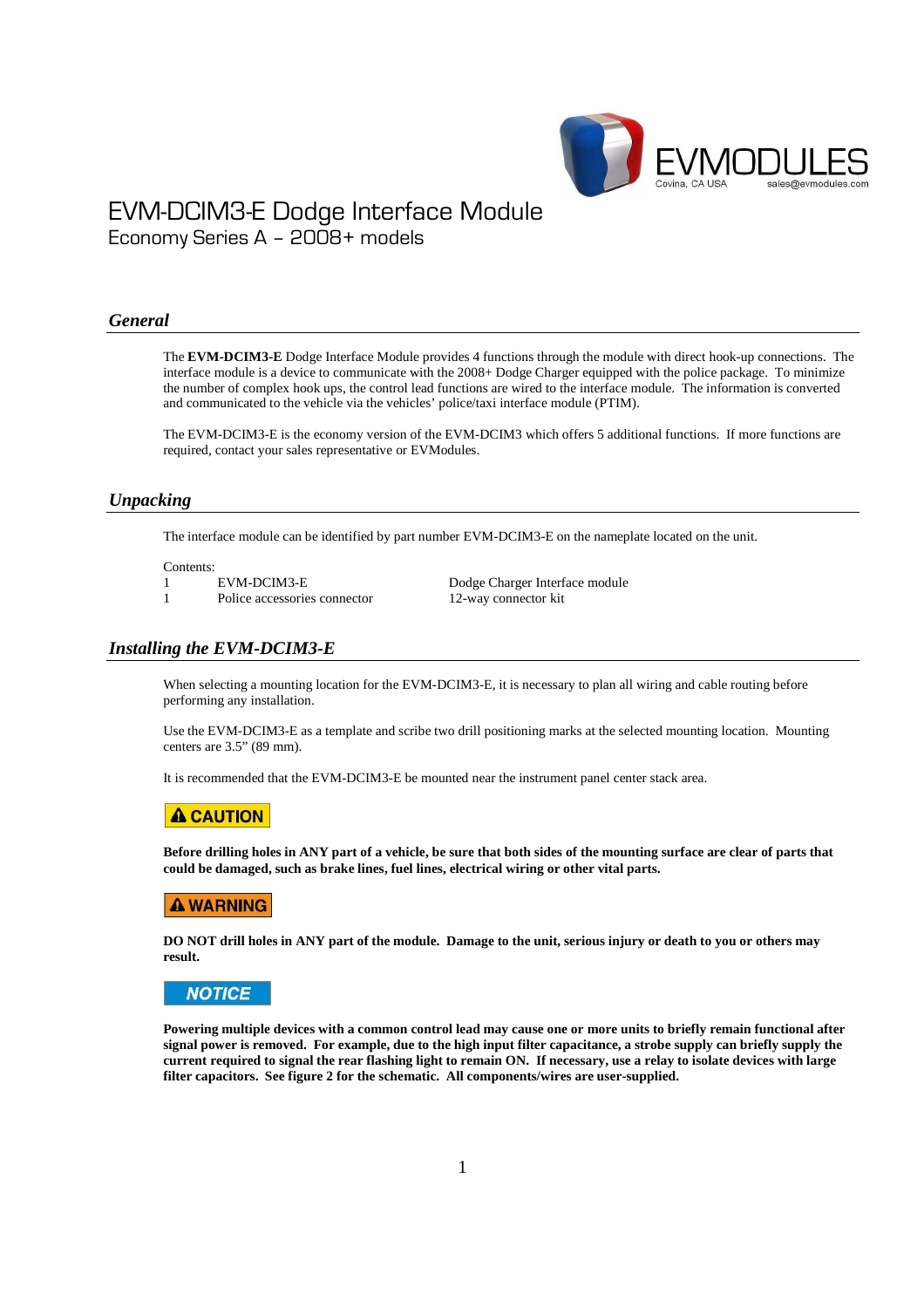EVMODULES
Covina, CA USA sales@evmodules.com

# EVM-DCIM3-E Dodge Interface Module

Economy Series A – 2008+ models

## *General*

The **EVM-DCIM3-E** Dodge Interface Module provides 4 functions through the module with direct hook-up connections. The interface module is a device to communicate with the 2008+ Dodge Charger equipped with the police package. To minimize the number of complex hook ups, the control lead functions are wired to the interface module. The information is converted and communicated to the vehicle via the vehicles' police/taxi interface module (PTIM).

The EVM-DCIM3-E is the economy version of the EVM-DCIM3 which offers 5 additional functions. If more functions are required, contact your sales representative or EVModules.

## *Unpacking*

The interface module can be identified by part number EVM-DCIM3-E on the nameplate located on the unit.

Contents:

| | | |
|---|---|---|
| 1 | EVM-DCIM3-E | Dodge Charger Interface module |
| 1 | Police accessories connector | 12-way connector kit |

## *Installing the EVM-DCIM3-E*

When selecting a mounting location for the EVM-DCIM3-E, it is necessary to plan all wiring and cable routing before performing any installation.

Use the EVM-DCIM3-E as a template and scribe two drill positioning marks at the selected mounting location. Mounting centers are 3.5" (89 mm).

It is recommended that the EVM-DCIM3-E be mounted near the instrument panel center stack area.

**⚠ CAUTION**

**Before drilling holes in ANY part of a vehicle, be sure that both sides of the mounting surface are clear of parts that could be damaged, such as brake lines, fuel lines, electrical wiring or other vital parts.**

**⚠ WARNING**

**DO NOT drill holes in ANY part of the module. Damage to the unit, serious injury or death to you or others may result.**

***NOTICE***

**Powering multiple devices with a common control lead may cause one or more units to briefly remain functional after signal power is removed. For example, due to the high input filter capacitance, a strobe supply can briefly supply the current required to signal the rear flashing light to remain ON. If necessary, use a relay to isolate devices with large filter capacitors. See figure 2 for the schematic. All components/wires are user-supplied.**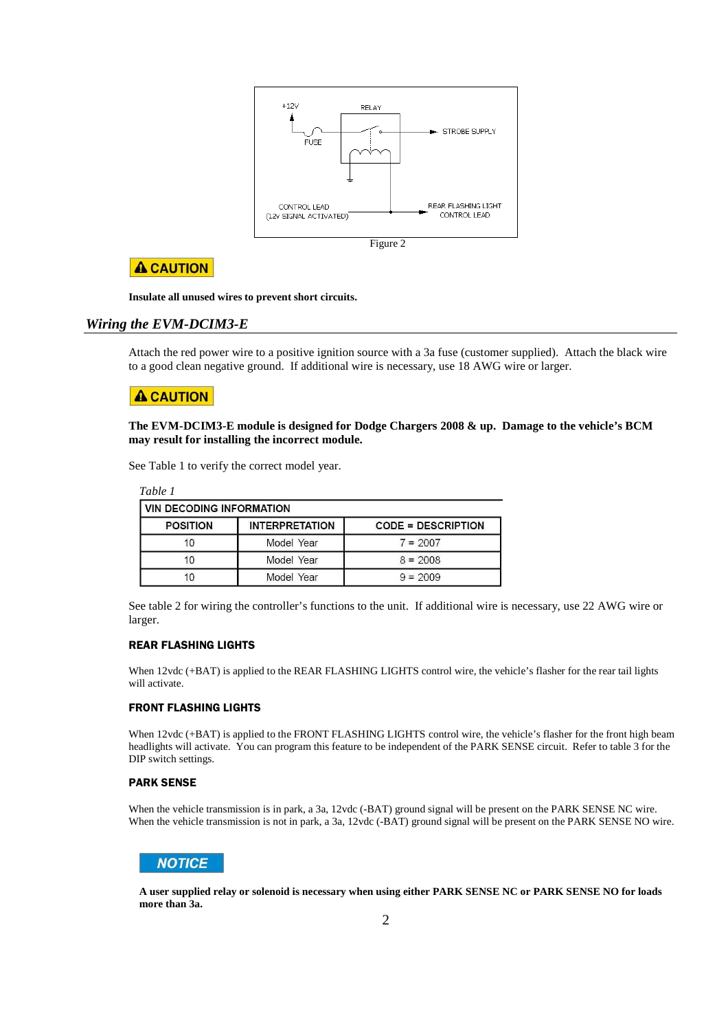+12V

RELAY

FUSE

STROBE SUPPLY

CONTROL LEAD
(12v SIGNAL ACTIVATED)

REAR FLASHING LIGHT
CONTROL LEAD

Figure 2

**⚠ CAUTION**

**Insulate all unused wires to prevent short circuits.**

## *Wiring the EVM-DCIM3-E*

Attach the red power wire to a positive ignition source with a 3a fuse (customer supplied). Attach the black wire to a good clean negative ground. If additional wire is necessary, use 18 AWG wire or larger.

**⚠ CAUTION**

**The EVM-DCIM3-E module is designed for Dodge Chargers 2008 & up. Damage to the vehicle's BCM may result for installing the incorrect module.**

See Table 1 to verify the correct model year.

*Table 1*

| VIN DECODING INFORMATION | | |
|---|---|---|
| **POSITION** | **INTERPRETATION** | **CODE = DESCRIPTION** |
| 10 | Model Year | 7 = 2007 |
| 10 | Model Year | 8 = 2008 |
| 10 | Model Year | 9 = 2009 |

See table 2 for wiring the controller's functions to the unit. If additional wire is necessary, use 22 AWG wire or larger.

### REAR FLASHING LIGHTS

When 12vdc (+BAT) is applied to the REAR FLASHING LIGHTS control wire, the vehicle's flasher for the rear tail lights will activate.

### FRONT FLASHING LIGHTS

When 12vdc (+BAT) is applied to the FRONT FLASHING LIGHTS control wire, the vehicle's flasher for the front high beam headlights will activate. You can program this feature to be independent of the PARK SENSE circuit. Refer to table 3 for the DIP switch settings.

### PARK SENSE

When the vehicle transmission is in park, a 3a, 12vdc (-BAT) ground signal will be present on the PARK SENSE NC wire. When the vehicle transmission is not in park, a 3a, 12vdc (-BAT) ground signal will be present on the PARK SENSE NO wire.

***NOTICE***

**A user supplied relay or solenoid is necessary when using either PARK SENSE NC or PARK SENSE NO for loads more than 3a.**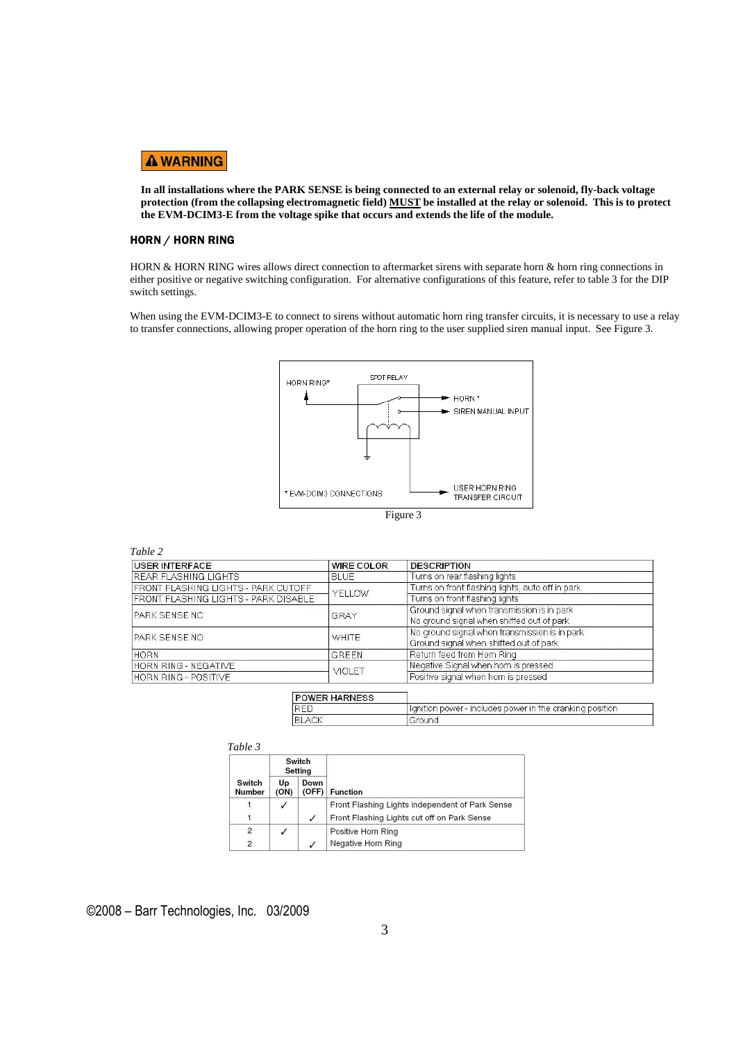**⚠ WARNING**

**In all installations where the PARK SENSE is being connected to an external relay or solenoid, fly-back voltage protection (from the collapsing electromagnetic field) MUST be installed at the relay or solenoid. This is to protect the EVM-DCIM3-E from the voltage spike that occurs and extends the life of the module.**

## HORN / HORN RING

HORN & HORN RING wires allows direct connection to aftermarket sirens with separate horn & horn ring connections in either positive or negative switching configuration. For alternative configurations of this feature, refer to table 3 for the DIP switch settings.

When using the EVM-DCIM3-E to connect to sirens without automatic horn ring transfer circuits, it is necessary to use a relay to transfer connections, allowing proper operation of the horn ring to the user supplied siren manual input. See Figure 3.

HORN RING*

SPDT RELAY

HORN *

SIREN MANUAL INPUT

USER HORN RING TRANSFER CIRCUIT

* EVM-DCIM3 CONNECTIONS

Figure 3

*Table 2*

| USER INTERFACE | WIRE COLOR | DESCRIPTION |
|---|---|---|
| REAR FLASHING LIGHTS | BLUE | Turns on rear flashing lights |
| FRONT FLASHING LIGHTS - PARK CUTOFF | YELLOW | Turns on front flashing lights, auto off in park |
| FRONT FLASHING LIGHTS - PARK DISABLE | | Turns on front flashing lights |
| PARK SENSE NC | GRAY | Ground signal when transmission is in park<br>No ground signal when shifted out of park |
| PARK SENSE NO | WHITE | No ground signal when transmission is in park<br>Ground signal when shifted out of park |
| HORN | GREEN | Return feed from Horn Ring |
| HORN RING - NEGATIVE | VIOLET | Negative Signal when horn is pressed |
| HORN RING - POSITIVE | | Positive signal when horn is pressed |

| POWER HARNESS | |
|---|---|
| RED | Ignition power - includes power in the cranking position |
| BLACK | Ground |

*Table 3*

| Switch Number | Switch Setting Up (ON) | Switch Setting Down (OFF) | Function |
|---|---|---|---|
| 1 | ✓ | | Front Flashing Lights independent of Park Sense |
| 1 | | ✓ | Front Flashing Lights cut off on Park Sense |
| 2 | ✓ | | Positive Horn Ring |
| 2 | | ✓ | Negative Horn Ring |